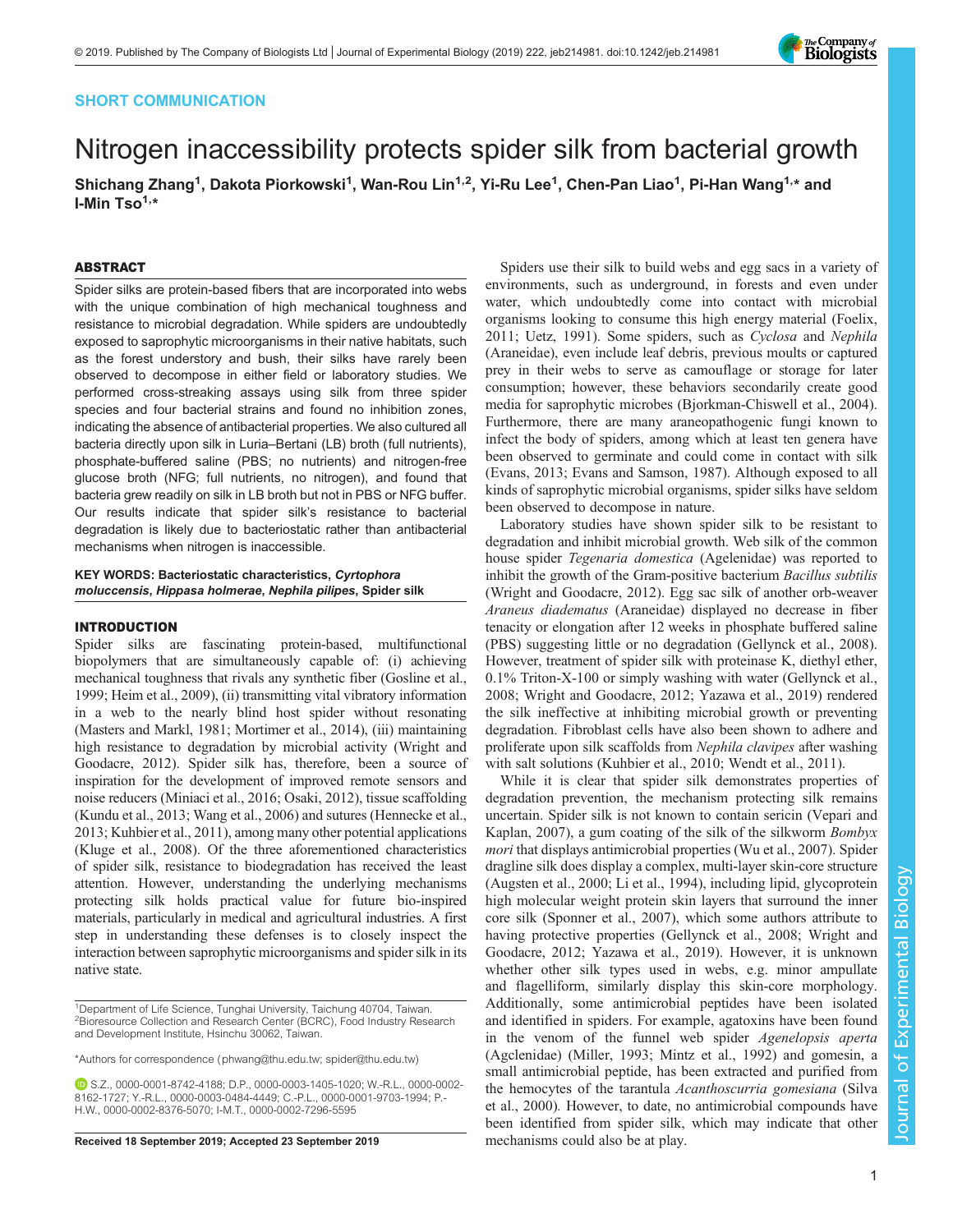SHORT COMMUNICATION

# Nitrogen inaccessibility protects spider silk from bacterial growth

**Shichang Zhang[1], Dakota Piorkowski[1], Wan-Rou Lin[1,2], Yi-Ru Lee[1], Chen-Pan Liao[1], Pi-Han Wang[1,*] and I-Min Tso[1,*]**

## ABSTRACT

Spider silks are protein-based fibers that are incorporated into webs with the unique combination of high mechanical toughness and resistance to microbial degradation. While spiders are undoubtedly exposed to saprophytic microorganisms in their native habitats, such as the forest understory and bush, their silks have rarely been observed to decompose in either field or laboratory studies. We performed cross-streaking assays using silk from three spider species and four bacterial strains and found no inhibition zones, indicating the absence of antibacterial properties. We also cultured all bacteria directly upon silk in Luria–Bertani (LB) broth (full nutrients), phosphate-buffered saline (PBS; no nutrients) and nitrogen-free glucose broth (NFG; full nutrients, no nitrogen), and found that bacteria grew readily on silk in LB broth but not in PBS or NFG buffer. Our results indicate that spider silk's resistance to bacterial degradation is likely due to bacteriostatic rather than antibacterial mechanisms when nitrogen is inaccessible.

**KEY WORDS: Bacteriostatic characteristics, *Cyrtophora moluccensis*, *Hippasa holmerae*, *Nephila pilipes*, Spider silk**

## INTRODUCTION

Spider silks are fascinating protein-based, multifunctional biopolymers that are simultaneously capable of: (i) achieving mechanical toughness that rivals any synthetic fiber (Gosline et al., 1999; Heim et al., 2009), (ii) transmitting vital vibratory information in a web to the nearly blind host spider without resonating (Masters and Markl, 1981; Mortimer et al., 2014), (iii) maintaining high resistance to degradation by microbial activity (Wright and Goodacre, 2012). Spider silk has, therefore, been a source of inspiration for the development of improved remote sensors and noise reducers (Miniaci et al., 2016; Osaki, 2012), tissue scaffolding (Kundu et al., 2013; Wang et al., 2006) and sutures (Hennecke et al., 2013; Kuhbier et al., 2011), among many other potential applications (Kluge et al., 2008). Of the three aforementioned characteristics of spider silk, resistance to biodegradation has received the least attention. However, understanding the underlying mechanisms protecting silk holds practical value for future bio-inspired materials, particularly in medical and agricultural industries. A first step in understanding these defenses is to closely inspect the interaction between saprophytic microorganisms and spider silk in its native state.

Spiders use their silk to build webs and egg sacs in a variety of environments, such as underground, in forests and even under water, which undoubtedly come into contact with microbial organisms looking to consume this high energy material (Foelix, 2011; Uetz, 1991). Some spiders, such as *Cyclosa* and *Nephila* (Araneidae), even include leaf debris, previous moults or captured prey in their webs to serve as camouflage or storage for later consumption; however, these behaviors secondarily create good media for saprophytic microbes (Bjorkman-Chiswell et al., 2004). Furthermore, there are many araneopathogenic fungi known to infect the body of spiders, among which at least ten genera have been observed to germinate and could come in contact with silk (Evans, 2013; Evans and Samson, 1987). Although exposed to all kinds of saprophytic microbial organisms, spider silks have seldom been observed to decompose in nature.

Laboratory studies have shown spider silk to be resistant to degradation and inhibit microbial growth. Web silk of the common house spider *Tegenaria domestica* (Agelenidae) was reported to inhibit the growth of the Gram-positive bacterium *Bacillus subtilis* (Wright and Goodacre, 2012). Egg sac silk of another orb-weaver *Araneus diadematus* (Araneidae) displayed no decrease in fiber tenacity or elongation after 12 weeks in phosphate buffered saline (PBS) suggesting little or no degradation (Gellynck et al., 2008). However, treatment of spider silk with proteinase K, diethyl ether, 0.1% Triton-X-100 or simply washing with water (Gellynck et al., 2008; Wright and Goodacre, 2012; Yazawa et al., 2019) rendered the silk ineffective at inhibiting microbial growth or preventing degradation. Fibroblast cells have also been shown to adhere and proliferate upon silk scaffolds from *Nephila clavipes* after washing with salt solutions (Kuhbier et al., 2010; Wendt et al., 2011).

While it is clear that spider silk demonstrates properties of degradation prevention, the mechanism protecting silk remains uncertain. Spider silk is not known to contain sericin (Vepari and Kaplan, 2007), a gum coating of the silk of the silkworm *Bombyx mori* that displays antimicrobial properties (Wu et al., 2007). Spider dragline silk does display a complex, multi-layer skin-core structure (Augsten et al., 2000; Li et al., 1994), including lipid, glycoprotein high molecular weight protein skin layers that surround the inner core silk (Sponner et al., 2007), which some authors attribute to having protective properties (Gellynck et al., 2008; Wright and Goodacre, 2012; Yazawa et al., 2019). However, it is unknown whether other silk types used in webs, e.g. minor ampullate and flagelliform, similarly display this skin-core morphology. Additionally, some antimicrobial peptides have been isolated and identified in spiders. For example, agatoxins have been found in the venom of the funnel web spider *Agenelopsis aperta* (Agclenidae) (Miller, 1993; Mintz et al., 1992) and gomesin, a small antimicrobial peptide, has been extracted and purified from the hemocytes of the tarantula *Acanthoscurria gomesiana* (Silva et al., 2000). However, to date, no antimicrobial compounds have been identified from spider silk, which may indicate that other mechanisms could also be at play.

[1]Department of Life Science, Tunghai University, Taichung 40704, Taiwan. [2]Bioresource Collection and Research Center (BCRC), Food Industry Research and Development Institute, Hsinchu 30062, Taiwan.

*Authors for correspondence (phwang@thu.edu.tw; spider@thu.edu.tw)

S.Z., 0000-0001-8742-4188; D.P., 0000-0003-1405-1020; W.-R.L., 0000-0002-8162-1727; Y.-R.L., 0000-0003-0484-4449; C.-P.L., 0000-0001-9703-1994; P.-H.W., 0000-0002-8376-5070; I-M.T., 0000-0002-7296-5595

Received 18 September 2019; Accepted 23 September 2019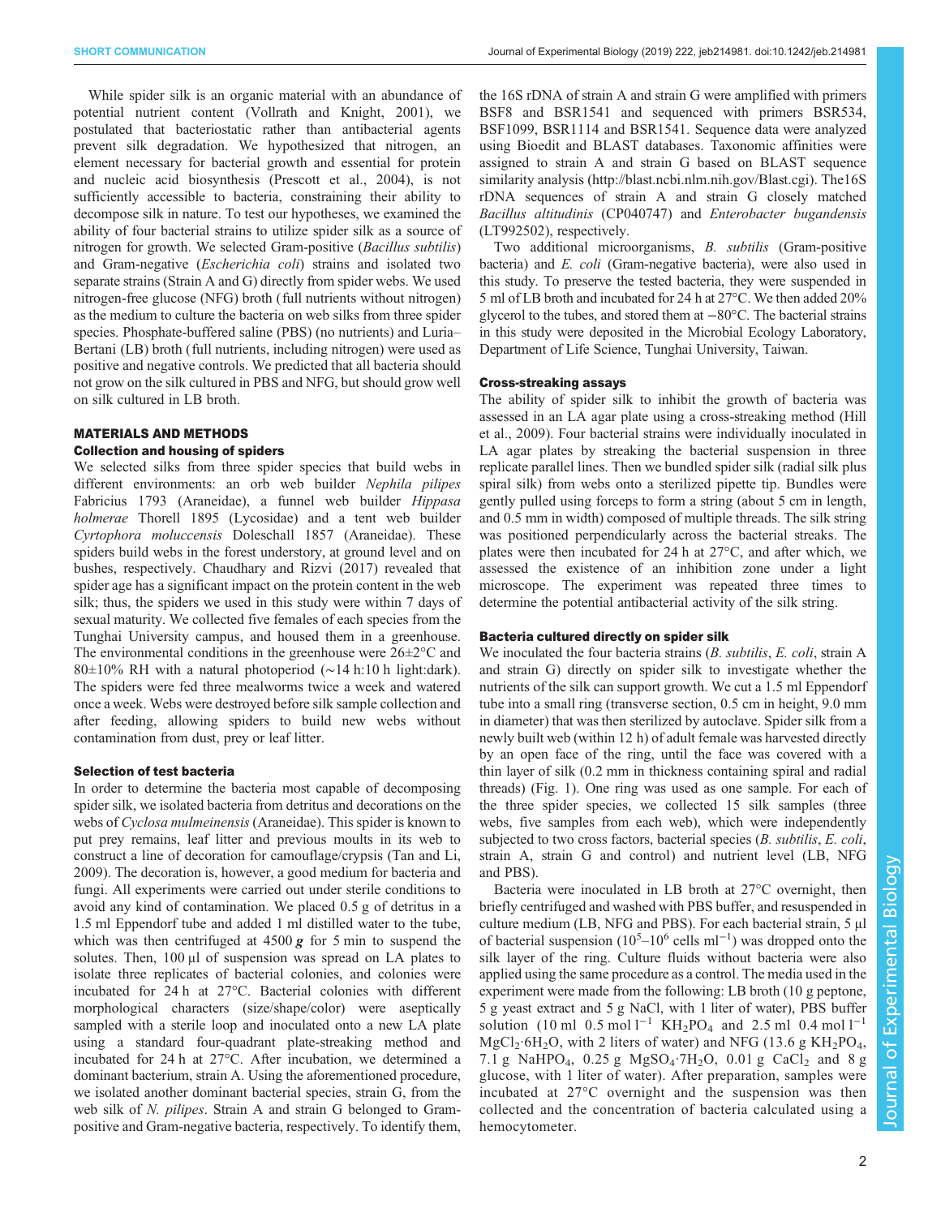While spider silk is an organic material with an abundance of potential nutrient content (Vollrath and Knight, 2001), we postulated that bacteriostatic rather than antibacterial agents prevent silk degradation. We hypothesized that nitrogen, an element necessary for bacterial growth and essential for protein and nucleic acid biosynthesis (Prescott et al., 2004), is not sufficiently accessible to bacteria, constraining their ability to decompose silk in nature. To test our hypotheses, we examined the ability of four bacterial strains to utilize spider silk as a source of nitrogen for growth. We selected Gram-positive (*Bacillus subtilis*) and Gram-negative (*Escherichia coli*) strains and isolated two separate strains (Strain A and G) directly from spider webs. We used nitrogen-free glucose (NFG) broth (full nutrients without nitrogen) as the medium to culture the bacteria on web silks from three spider species. Phosphate-buffered saline (PBS) (no nutrients) and Luria–Bertani (LB) broth (full nutrients, including nitrogen) were used as positive and negative controls. We predicted that all bacteria should not grow on the silk cultured in PBS and NFG, but should grow well on silk cultured in LB broth.

## MATERIALS AND METHODS

### Collection and housing of spiders

We selected silks from three spider species that build webs in different environments: an orb web builder *Nephila pilipes* Fabricius 1793 (Araneidae), a funnel web builder *Hippasa holmerae* Thorell 1895 (Lycosidae) and a tent web builder *Cyrtophora moluccensis* Doleschall 1857 (Araneidae). These spiders build webs in the forest understory, at ground level and on bushes, respectively. Chaudhary and Rizvi (2017) revealed that spider age has a significant impact on the protein content in the web silk; thus, the spiders we used in this study were within 7 days of sexual maturity. We collected five females of each species from the Tunghai University campus, and housed them in a greenhouse. The environmental conditions in the greenhouse were 26±2°C and 80±10% RH with a natural photoperiod (∼14 h:10 h light:dark). The spiders were fed three mealworms twice a week and watered once a week. Webs were destroyed before silk sample collection and after feeding, allowing spiders to build new webs without contamination from dust, prey or leaf litter.

### Selection of test bacteria

In order to determine the bacteria most capable of decomposing spider silk, we isolated bacteria from detritus and decorations on the webs of *Cyclosa mulmeinensis* (Araneidae). This spider is known to put prey remains, leaf litter and previous moults in its web to construct a line of decoration for camouflage/crypsis (Tan and Li, 2009). The decoration is, however, a good medium for bacteria and fungi. All experiments were carried out under sterile conditions to avoid any kind of contamination. We placed 0.5 g of detritus in a 1.5 ml Eppendorf tube and added 1 ml distilled water to the tube, which was then centrifuged at 4500 ***g*** for 5 min to suspend the solutes. Then, 100 µl of suspension was spread on LA plates to isolate three replicates of bacterial colonies, and colonies were incubated for 24 h at 27°C. Bacterial colonies with different morphological characters (size/shape/color) were aseptically sampled with a sterile loop and inoculated onto a new LA plate using a standard four-quadrant plate-streaking method and incubated for 24 h at 27°C. After incubation, we determined a dominant bacterium, strain A. Using the aforementioned procedure, we isolated another dominant bacterial species, strain G, from the web silk of *N. pilipes*. Strain A and strain G belonged to Gram-positive and Gram-negative bacteria, respectively. To identify them, the 16S rDNA of strain A and strain G were amplified with primers BSF8 and BSR1541 and sequenced with primers BSR534, BSF1099, BSR1114 and BSR1541. Sequence data were analyzed using Bioedit and BLAST databases. Taxonomic affinities were assigned to strain A and strain G based on BLAST sequence similarity analysis (http://blast.ncbi.nlm.nih.gov/Blast.cgi). The16S rDNA sequences of strain A and strain G closely matched *Bacillus altitudinis* (CP040747) and *Enterobacter bugandensis* (LT992502), respectively.

Two additional microorganisms, *B. subtilis* (Gram-positive bacteria) and *E. coli* (Gram-negative bacteria), were also used in this study. To preserve the tested bacteria, they were suspended in 5 ml of LB broth and incubated for 24 h at 27°C. We then added 20% glycerol to the tubes, and stored them at −80°C. The bacterial strains in this study were deposited in the Microbial Ecology Laboratory, Department of Life Science, Tunghai University, Taiwan.

### Cross-streaking assays

The ability of spider silk to inhibit the growth of bacteria was assessed in an LA agar plate using a cross-streaking method (Hill et al., 2009). Four bacterial strains were individually inoculated in LA agar plates by streaking the bacterial suspension in three replicate parallel lines. Then we bundled spider silk (radial silk plus spiral silk) from webs onto a sterilized pipette tip. Bundles were gently pulled using forceps to form a string (about 5 cm in length, and 0.5 mm in width) composed of multiple threads. The silk string was positioned perpendicularly across the bacterial streaks. The plates were then incubated for 24 h at 27°C, and after which, we assessed the existence of an inhibition zone under a light microscope. The experiment was repeated three times to determine the potential antibacterial activity of the silk string.

### Bacteria cultured directly on spider silk

We inoculated the four bacteria strains (*B. subtilis*, *E. coli*, strain A and strain G) directly on spider silk to investigate whether the nutrients of the silk can support growth. We cut a 1.5 ml Eppendorf tube into a small ring (transverse section, 0.5 cm in height, 9.0 mm in diameter) that was then sterilized by autoclave. Spider silk from a newly built web (within 12 h) of adult female was harvested directly by an open face of the ring, until the face was covered with a thin layer of silk (0.2 mm in thickness containing spiral and radial threads) (Fig. 1). One ring was used as one sample. For each of the three spider species, we collected 15 silk samples (three webs, five samples from each web), which were independently subjected to two cross factors, bacterial species (*B. subtilis*, *E. coli*, strain A, strain G and control) and nutrient level (LB, NFG and PBS).

Bacteria were inoculated in LB broth at 27°C overnight, then briefly centrifuged and washed with PBS buffer, and resuspended in culture medium (LB, NFG and PBS). For each bacterial strain, 5 µl of bacterial suspension ($10^5$–$10^6$ cells ml$^{-1}$) was dropped onto the silk layer of the ring. Culture fluids without bacteria were also applied using the same procedure as a control. The media used in the experiment were made from the following: LB broth (10 g peptone, 5 g yeast extract and 5 g NaCl, with 1 liter of water), PBS buffer solution (10 ml 0.5 mol l$^{-1}$ $KH_2PO_4$ and 2.5 ml 0.4 mol l$^{-1}$ $MgCl_2{\cdot}6H_2O$, with 2 liters of water) and NFG (13.6 g $KH_2PO_4$, 7.1 g $NaHPO_4$, 0.25 g $MgSO_4{\cdot}7H_2O$, 0.01 g $CaCl_2$ and 8 g glucose, with 1 liter of water). After preparation, samples were incubated at 27°C overnight and the suspension was then collected and the concentration of bacteria calculated using a hemocytometer.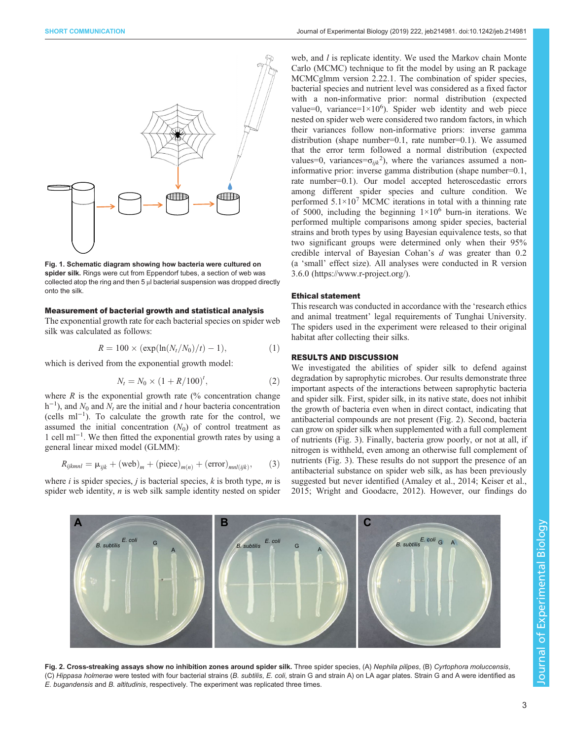Fig. 1. **Schematic diagram showing how bacteria were cultured on spider silk.** Rings were cut from Eppendorf tubes, a section of web was collected atop the ring and then 5 µl bacterial suspension was dropped directly onto the silk.

### Measurement of bacterial growth and statistical analysis

The exponential growth rate for each bacterial species on spider web silk was calculated as follows:

$$R = 100 \times (\exp(\ln(N_t/N_0)/t) - 1), \tag{1}$$

which is derived from the exponential growth model:

$$N_t = N_0 \times (1 + R/100)^t, \tag{2}$$

where $R$ is the exponential growth rate (% concentration change $h^{-1}$), and $N_0$ and $N_t$ are the initial and $t$ hour bacteria concentration (cells $ml^{-1}$). To calculate the growth rate for the control, we assumed the initial concentration ($N_0$) of control treatment as 1 cell $ml^{-1}$. We then fitted the exponential growth rates by using a general linear mixed model (GLMM):

$$R_{ijkmnl} = \mu_{ijk} + (\text{web})_m + (\text{piece})_{m(n)} + (\text{error})_{mnl(ijk)}, \tag{3}$$

where $i$ is spider species, $j$ is bacterial species, $k$ is broth type, $m$ is spider web identity, $n$ is web silk sample identity nested on spider web, and $l$ is replicate identity. We used the Markov chain Monte Carlo (MCMC) technique to fit the model by using an R package MCMCglmm version 2.22.1. The combination of spider species, bacterial species and nutrient level was considered as a fixed factor with a non-informative prior: normal distribution (expected value=0, variance=$1\times10^6$). Spider web identity and web piece nested on spider web were considered two random factors, in which their variances follow non-informative priors: inverse gamma distribution (shape number=0.1, rate number=0.1). We assumed that the error term followed a normal distribution (expected values=0, variances=$\sigma_{ijk}^2$), where the variances assumed a non-informative prior: inverse gamma distribution (shape number=0.1, rate number=0.1). Our model accepted heteroscedastic errors among different spider species and culture condition. We performed $5.1\times10^7$ MCMC iterations in total with a thinning rate of 5000, including the beginning $1\times10^6$ burn-in iterations. We performed multiple comparisons among spider species, bacterial strains and broth types by using Bayesian equivalence tests, so that two significant groups were determined only when their 95% credible interval of Bayesian Cohan's $d$ was greater than 0.2 (a 'small' effect size). All analyses were conducted in R version 3.6.0 (https://www.r-project.org/).

### Ethical statement

This research was conducted in accordance with the 'research ethics and animal treatment' legal requirements of Tunghai University. The spiders used in the experiment were released to their original habitat after collecting their silks.

## RESULTS AND DISCUSSION

We investigated the abilities of spider silk to defend against degradation by saprophytic microbes. Our results demonstrate three important aspects of the interactions between saprophytic bacteria and spider silk. First, spider silk, in its native state, does not inhibit the growth of bacteria even when in direct contact, indicating that antibacterial compounds are not present (Fig. 2). Second, bacteria can grow on spider silk when supplemented with a full complement of nutrients (Fig. 3). Finally, bacteria grow poorly, or not at all, if nitrogen is withheld, even among an otherwise full complement of nutrients (Fig. 3). These results do not support the presence of an antibacterial substance on spider web silk, as has been previously suggested but never identified (Amaley et al., 2014; Keiser et al., 2015; Wright and Goodacre, 2012). However, our findings do

**Fig. 2. Cross-streaking assays show no inhibition zones around spider silk.** Three spider species, (A) *Nephila pilipes*, (B) *Cyrtophora moluccensis*, (C) *Hippasa holmerae* were tested with four bacterial strains (*B. subtilis*, *E. coli*, strain G and strain A) on LA agar plates. Strain G and A were identified as *E. bugandensis* and *B. altitudinis*, respectively. The experiment was replicated three times.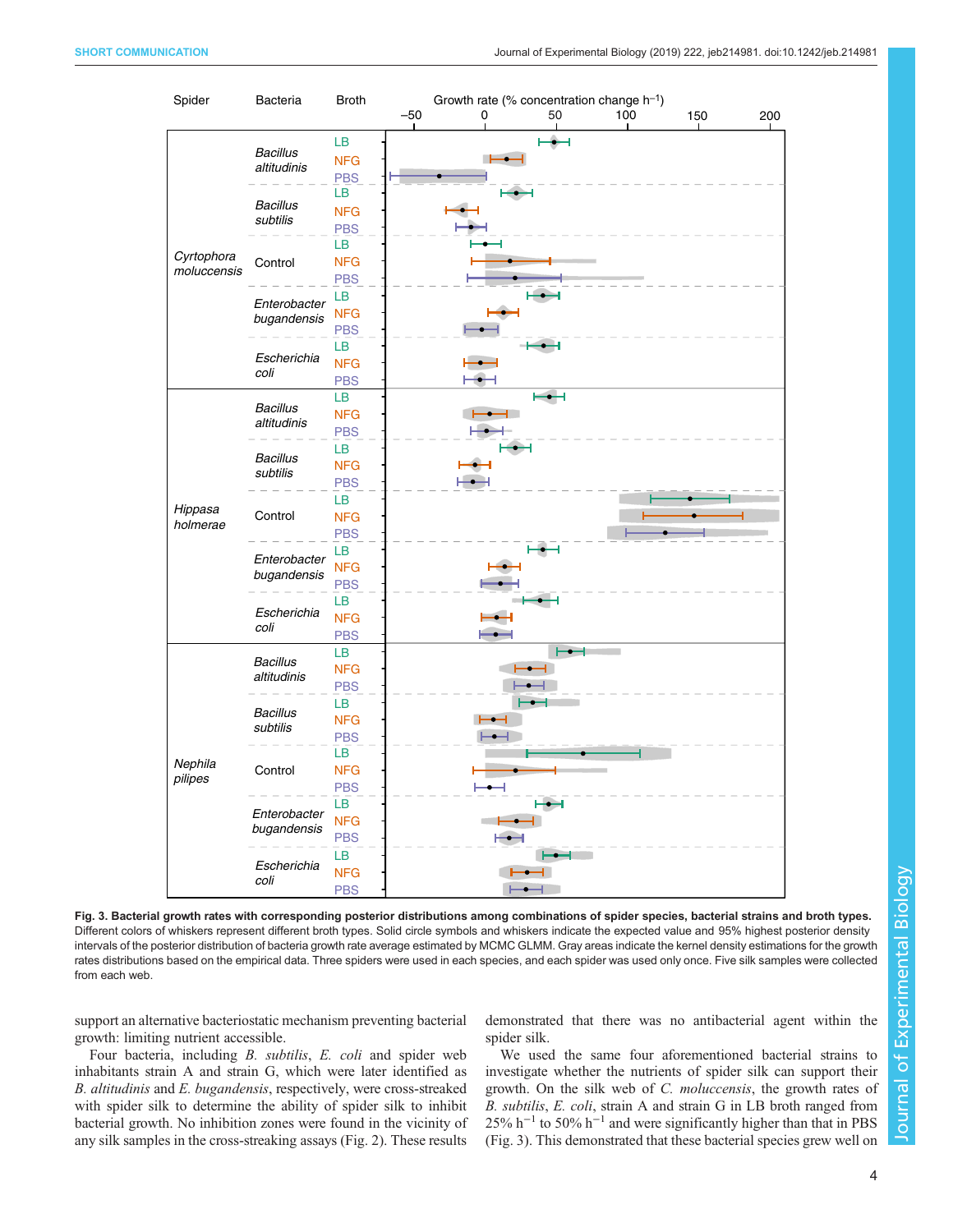**Fig. 3. Bacterial growth rates with corresponding posterior distributions among combinations of spider species, bacterial strains and broth types.** Different colors of whiskers represent different broth types. Solid circle symbols and whiskers indicate the expected value and 95% highest posterior density intervals of the posterior distribution of bacteria growth rate average estimated by MCMC GLMM. Gray areas indicate the kernel density estimations for the growth rates distributions based on the empirical data. Three spiders were used in each species, and each spider was used only once. Five silk samples were collected from each web.

support an alternative bacteriostatic mechanism preventing bacterial growth: limiting nutrient accessible.

Four bacteria, including *B. subtilis*, *E. coli* and spider web inhabitants strain A and strain G, which were later identified as *B. altitudinis* and *E. bugandensis*, respectively, were cross-streaked with spider silk to determine the ability of spider silk to inhibit bacterial growth. No inhibition zones were found in the vicinity of any silk samples in the cross-streaking assays (Fig. 2). These results demonstrated that there was no antibacterial agent within the spider silk.

We used the same four aforementioned bacterial strains to investigate whether the nutrients of spider silk can support their growth. On the silk web of *C. moluccensis*, the growth rates of *B. subtilis*, *E. coli*, strain A and strain G in LB broth ranged from 25% $h^{-1}$ to 50% $h^{-1}$ and were significantly higher than that in PBS (Fig. 3). This demonstrated that these bacterial species grew well on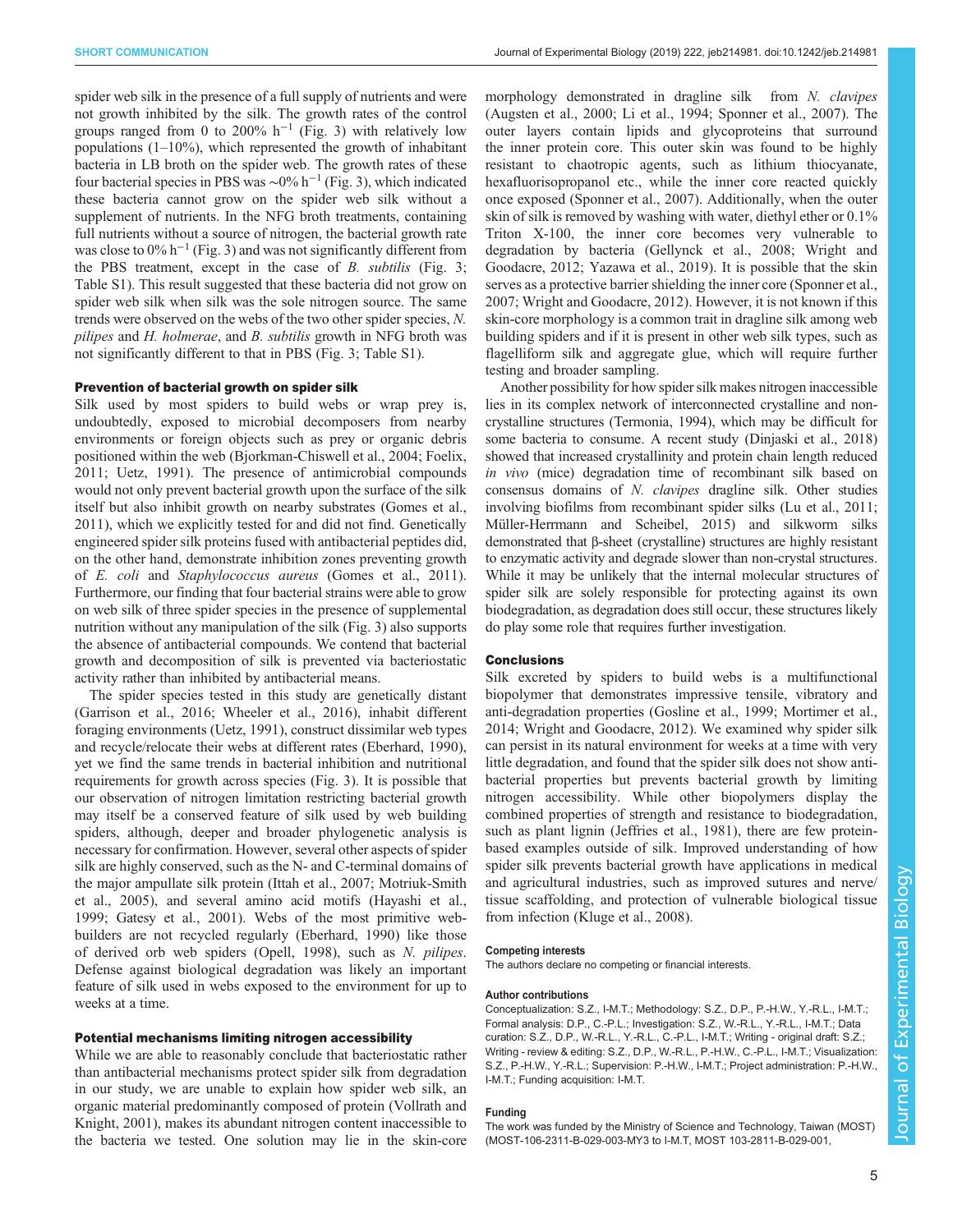spider web silk in the presence of a full supply of nutrients and were not growth inhibited by the silk. The growth rates of the control groups ranged from 0 to 200% $h^{-1}$ (Fig. 3) with relatively low populations (1–10%), which represented the growth of inhabitant bacteria in LB broth on the spider web. The growth rates of these four bacterial species in PBS was ∼0% $h^{-1}$ (Fig. 3), which indicated these bacteria cannot grow on the spider web silk without a supplement of nutrients. In the NFG broth treatments, containing full nutrients without a source of nitrogen, the bacterial growth rate was close to 0% $h^{-1}$ (Fig. 3) and was not significantly different from the PBS treatment, except in the case of *B. subtilis* (Fig. 3; Table S1). This result suggested that these bacteria did not grow on spider web silk when silk was the sole nitrogen source. The same trends were observed on the webs of the two other spider species, *N. pilipes* and *H. holmerae*, and *B. subtilis* growth in NFG broth was not significantly different to that in PBS (Fig. 3; Table S1).

### Prevention of bacterial growth on spider silk

Silk used by most spiders to build webs or wrap prey is, undoubtedly, exposed to microbial decomposers from nearby environments or foreign objects such as prey or organic debris positioned within the web (Bjorkman-Chiswell et al., 2004; Foelix, 2011; Uetz, 1991). The presence of antimicrobial compounds would not only prevent bacterial growth upon the surface of the silk itself but also inhibit growth on nearby substrates (Gomes et al., 2011), which we explicitly tested for and did not find. Genetically engineered spider silk proteins fused with antibacterial peptides did, on the other hand, demonstrate inhibition zones preventing growth of *E. coli* and *Staphylococcus aureus* (Gomes et al., 2011). Furthermore, our finding that four bacterial strains were able to grow on web silk of three spider species in the presence of supplemental nutrition without any manipulation of the silk (Fig. 3) also supports the absence of antibacterial compounds. We contend that bacterial growth and decomposition of silk is prevented via bacteriostatic activity rather than inhibited by antibacterial means.

The spider species tested in this study are genetically distant (Garrison et al., 2016; Wheeler et al., 2016), inhabit different foraging environments (Uetz, 1991), construct dissimilar web types and recycle/relocate their webs at different rates (Eberhard, 1990), yet we find the same trends in bacterial inhibition and nutritional requirements for growth across species (Fig. 3). It is possible that our observation of nitrogen limitation restricting bacterial growth may itself be a conserved feature of silk used by web building spiders, although, deeper and broader phylogenetic analysis is necessary for confirmation. However, several other aspects of spider silk are highly conserved, such as the N- and C-terminal domains of the major ampullate silk protein (Ittah et al., 2007; Motriuk-Smith et al., 2005), and several amino acid motifs (Hayashi et al., 1999; Gatesy et al., 2001). Webs of the most primitive web-builders are not recycled regularly (Eberhard, 1990) like those of derived orb web spiders (Opell, 1998), such as *N. pilipes*. Defense against biological degradation was likely an important feature of silk used in webs exposed to the environment for up to weeks at a time.

### Potential mechanisms limiting nitrogen accessibility

While we are able to reasonably conclude that bacteriostatic rather than antibacterial mechanisms protect spider silk from degradation in our study, we are unable to explain how spider web silk, an organic material predominantly composed of protein (Vollrath and Knight, 2001), makes its abundant nitrogen content inaccessible to the bacteria we tested. One solution may lie in the skin-core morphology demonstrated in dragline silk from *N. clavipes* (Augsten et al., 2000; Li et al., 1994; Sponner et al., 2007). The outer layers contain lipids and glycoproteins that surround the inner protein core. This outer skin was found to be highly resistant to chaotropic agents, such as lithium thiocyanate, hexafluorisopropanol etc., while the inner core reacted quickly once exposed (Sponner et al., 2007). Additionally, when the outer skin of silk is removed by washing with water, diethyl ether or 0.1% Triton X-100, the inner core becomes very vulnerable to degradation by bacteria (Gellynck et al., 2008; Wright and Goodacre, 2012; Yazawa et al., 2019). It is possible that the skin serves as a protective barrier shielding the inner core (Sponner et al., 2007; Wright and Goodacre, 2012). However, it is not known if this skin-core morphology is a common trait in dragline silk among web building spiders and if it is present in other web silk types, such as flagelliform silk and aggregate glue, which will require further testing and broader sampling.

Another possibility for how spider silk makes nitrogen inaccessible lies in its complex network of interconnected crystalline and non-crystalline structures (Termonia, 1994), which may be difficult for some bacteria to consume. A recent study (Dinjaski et al., 2018) showed that increased crystallinity and protein chain length reduced *in vivo* (mice) degradation time of recombinant silk based on consensus domains of *N. clavipes* dragline silk. Other studies involving biofilms from recombinant spider silks (Lu et al., 2011; Müller-Herrmann and Scheibel, 2015) and silkworm silks demonstrated that β-sheet (crystalline) structures are highly resistant to enzymatic activity and degrade slower than non-crystal structures. While it may be unlikely that the internal molecular structures of spider silk are solely responsible for protecting against its own biodegradation, as degradation does still occur, these structures likely do play some role that requires further investigation.

### Conclusions

Silk excreted by spiders to build webs is a multifunctional biopolymer that demonstrates impressive tensile, vibratory and anti-degradation properties (Gosline et al., 1999; Mortimer et al., 2014; Wright and Goodacre, 2012). We examined why spider silk can persist in its natural environment for weeks at a time with very little degradation, and found that the spider silk does not show anti-bacterial properties but prevents bacterial growth by limiting nitrogen accessibility. While other biopolymers display the combined properties of strength and resistance to biodegradation, such as plant lignin (Jeffries et al., 1981), there are few protein-based examples outside of silk. Improved understanding of how spider silk prevents bacterial growth have applications in medical and agricultural industries, such as improved sutures and nerve/tissue scaffolding, and protection of vulnerable biological tissue from infection (Kluge et al., 2008).

#### Competing interests

The authors declare no competing or financial interests.

#### Author contributions

Conceptualization: S.Z., I-M.T.; Methodology: S.Z., D.P., P.-H.W., Y.-R.L., I-M.T.; Formal analysis: D.P., C.-P.L.; Investigation: S.Z., W.-R.L., Y.-R.L., I-M.T.; Data curation: S.Z., D.P., W.-R.L., Y.-R.L., C.-P.L., I-M.T.; Writing - original draft: S.Z.; Writing - review & editing: S.Z., D.P., W.-R.L., P.-H.W., C.-P.L., I-M.T.; Visualization: S.Z., P.-H.W., Y.-R.L.; Supervision: P.-H.W., I-M.T.; Project administration: P.-H.W., I-M.T.; Funding acquisition: I-M.T.

#### Funding

The work was funded by the Ministry of Science and Technology, Taiwan (MOST) (MOST-106-2311-B-029-003-MY3 to I-M.T, MOST 103-2811-B-029-001,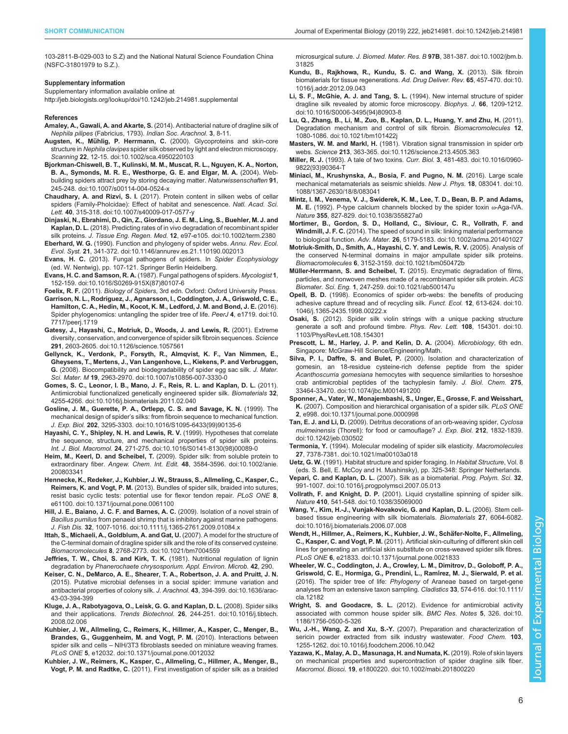103-2811-B-029-003 to S.Z) and the National Natural Science Foundation China (NSFC-31801979 to S.Z.).

#### Supplementary information

Supplementary information available online at http://jeb.biologists.org/lookup/doi/10.1242/jeb.214981.supplemental

#### References

**Amaley, A., Gawali, A. and Akarte, S.** (2014). Antibacterial nature of dragline silk of *Nephila pilipes* (Fabricius, 1793). *Indian Soc. Arachnol.* **3**, 8-11.

**Augsten, K., Mühlig, P. Herrmann, C.** (2000). Glycoproteins and skin-core structure in *Nephila clavipes* spider silk observed by light and electron microscopy. *Scanning* **22**, 12-15. doi:10.1002/sca.4950220103

**Bjorkman-Chiswell, B. T., Kulinski, M. M., Muscat, R. L., Nguyen, K. A., Norton, B. A., Symonds, M. R. E., Westhorpe, G. E. and Elgar, M. A.** (2004). Web-building spiders attract prey by storing decaying matter. *Naturwissenschaften* **91**, 245-248. doi:10.1007/s00114-004-0524-x

**Chaudhary, A. and Rizvi, S. I.** (2017). Protein content in silken webs of cellar spiders (Family-Pholcidae): Effect of habitat and senescence. *Natl. Acad. Sci. Lett.* **40**, 315-318. doi:10.1007/s40009-017-0577-y

**Dinjaski, N., Ebrahimi, D., Qin, Z., Giordano, J. E. M., Ling, S., Buehler, M. J. and Kaplan, D. L.** (2018). Predicting rates of in vivo degradation of recombinant spider silk proteins. *J. Tissue Eng. Regen. Med.* **12**, e97-e105. doi:10.1002/term.2380

**Eberhard, W. G.** (1990). Function and phylogeny of spider webs. *Annu. Rev. Ecol. Evol. Syst.* **21**, 341-372. doi:10.1146/annurev.es.21.110190.002013

**Evans, H. C.** (2013). Fungal pathogens of spiders. In *Spider Ecophysiology* (ed. W. Nentwig), pp. 107-121. Springer Berlin Heidelberg.

**Evans, H. C. and Samson, R. A.** (1987). Fungal pathogens of spiders. *Mycologist* **1**, 152-159. doi:10.1016/S0269-915X(87)80107-6

**Foelix, R. F.** (2011). *Biology of Spiders*, 3rd edn. Oxford: Oxford University Press.

**Garrison, N. L., Rodriguez, J., Agnarsson, I., Coddington, J. A., Griswold, C. E., Hamilton, C. A., Hedin, M., Kocot, K. M., Ledford, J. M. and Bond, J. E.** (2016). Spider phylogenomics: untangling the spider tree of life. *PeerJ* **4**, e1719. doi:10.7717/peerj.1719

**Gatesy, J., Hayashi, C., Motriuk, D., Woods, J. and Lewis, R.** (2001). Extreme diversity, conservation, and convergence of spider silk fibroin sequences. *Science* **291**, 2603-2605. doi:10.1126/science.1057561

**Gellynck, K., Verdonk, P., Forsyth, R., Almqvist, K. F., Van Nimmen, E., Gheysens, T., Mertens, J., Van Langenhove, L., Kiekens, P. and Verbruggen, G.** (2008). Biocompatibility and biodegradability of spider egg sac silk. *J. Mater. Sci. Mater. M* **19**, 2963-2970. doi:10.1007/s10856-007-3330-0

**Gomes, S. C., Leonor, I. B., Mano, J. F., Reis, R. L. and Kaplan, D. L.** (2011). Antimicrobial functionalized genetically engineered spider silk. *Biomaterials* **32**, 4255-4266. doi:10.1016/j.biomaterials.2011.02.040

**Gosline, J. M., Guerette, P. A., Ortlepp, C. S. and Savage, K. N.** (1999). The mechanical design of spider's silks: from fibroin sequence to mechanical function. *J. Exp. Biol.* **202**, 3295-3303. doi:10.1016/S1095-6433(99)90135-6

**Hayashi, C. Y., Shipley, N. H. and Lewis, R. V.** (1999). Hypotheses that correlate the sequence, structure, and mechanical properties of spider silk proteins. *Int. J. Biol. Macromol.* **24**, 271-275. doi:10.1016/S0141-8130(98)00089-0

**Heim, M., Keerl, D. and Scheibel, T.** (2009). Spider silk: from soluble protein to extraordinary fiber. *Angew. Chem. Int. Edit.* **48**, 3584-3596. doi:10.1002/anie.200803341

**Hennecke, K., Redeker, J., Kuhbier, J. W., Strauss, S., Allmeling, C., Kasper, C., Reimers, K. and Vogt, P. M.** (2013). Bundles of spider silk, braided into sutures, resist basic cyclic tests: potential use for flexor tendon repair. *PLoS ONE* **8**, e61100. doi:10.1371/journal.pone.0061100

**Hill, J. E., Baiano, J. C. F. and Barnes, A. C.** (2009). Isolation of a novel strain of *Bacillus pumilus* from penaeid shrimp that is inhibitory against marine pathogens. *J. Fish Dis.* **32**, 1007-1016. doi:10.1111/j.1365-2761.2009.01084.x

**Ittah, S., Michaeli, A., Goldblum, A. and Gat, U.** (2007). A model for the structure of the C-terminal domain of dragline spider silk and the role of its conserved cysteine. *Biomacromolecules* **8**, 2768-2773. doi:10.1021/bm7004559

**Jeffries, T. W., Choi, S. and Kirk, T. K.** (1981). Nutritional regulation of lignin degradation by *Phanerochaete chrysosporium*. *Appl. Environ. Microb.* **42**, 290.

**Keiser, C. N., DeMarco, A. E., Shearer, T. A., Robertson, J. A. and Pruitt, J. N.** (2015). Putative microbial defenses in a social spider: immune variation and antibacterial properties of colony silk. *J. Arachnol.* **43**, 394-399. doi:10.1636/arac-43-03-394-399

**Kluge, J. A., Rabotyagova, O., Leisk, G. G. and Kaplan, D. L.** (2008). Spider silks and their applications. *Trends Biotechnol.* **26**, 244-251. doi:10.1016/j.tibtech.2008.02.006

**Kuhbier, J. W., Allmeling, C., Reimers, K., Hillmer, A., Kasper, C., Menger, B., Brandes, G., Guggenheim, M. and Vogt, P. M.** (2010). Interactions between spider silk and cells – NIH/3T3 fibroblasts seeded on miniature weaving frames. *PLoS ONE* **5**, e12032. doi:10.1371/journal.pone.0012032

**Kuhbier, J. W., Reimers, K., Kasper, C., Allmeling, C., Hillmer, A., Menger, B., Vogt, P. M. and Radtke, C.** (2011). First investigation of spider silk as a braided microsurgical suture. *J. Biomed. Mater. Res. B* **97B**, 381-387. doi:10.1002/jbm.b.31825

**Kundu, B., Rajkhowa, R., Kundu, S. C. and Wang, X.** (2013). Silk fibroin biomaterials for tissue regenerations. *Ad. Drug Deliver. Rev.* **65**, 457-470. doi:10.1016/j.addr.2012.09.043

**Li, S. F., McGhie, A. J. and Tang, S. L.** (1994). New internal structure of spider dragline silk revealed by atomic force microscopy. *Biophys. J.* **66**, 1209-1212. doi:10.1016/S0006-3495(94)80903-8

**Lu, Q., Zhang, B., Li, M., Zuo, B., Kaplan, D. L., Huang, Y. and Zhu, H.** (2011). Degradation mechanism and control of silk fibroin. *Biomacromolecules* **12**, 1080-1086. doi:10.1021/bm101422j

**Masters, W. M. and Markl, H.** (1981). Vibration signal transmission in spider orb webs. *Science* **213**, 363-365. doi:10.1126/science.213.4505.363

**Miller, R. J.** (1993). A tale of two toxins. *Curr. Biol.* **3**, 481-483. doi:10.1016/0960-9822(93)90364-T

**Miniaci, M., Krushynska, A., Bosia, F. and Pugno, N. M.** (2016). Large scale mechanical metamaterials as seismic shields. *New J. Phys.* **18**, 083041. doi:10.1088/1367-2630/18/8/083041

**Mintz, I. M., Venema, V. J., Swiderek, K. M., Lee, T. D., Bean, B. P. and Adams, M. E.** (1992). P-type calcium channels blocked by the spider toxin ω-Aga-IVA. *Nature* **355**, 827-829. doi:10.1038/355827a0

**Mortimer, B., Gordon, S. D., Holland, C., Siviour, C. R., Vollrath, F. and Windmill, J. F. C.** (2014). The speed of sound in silk: linking material performance to biological function. *Adv. Mater.* **26**, 5179-5183. doi:10.1002/adma.201401027

**Motriuk-Smith, D., Smith, A., Hayashi, C. Y. and Lewis, R. V.** (2005). Analysis of the conserved N-terminal domains in major ampullate spider silk proteins. *Biomacromolecules* **6**, 3152-3159. doi:10.1021/bm050472b

**Müller-Herrmann, S. and Scheibel, T.** (2015). Enzymatic degradation of films, particles, and nonwoven meshes made of a recombinant spider silk protein. *ACS Biomater. Sci. Eng.* **1**, 247-259. doi:10.1021/ab500147u

**Opell, B. D.** (1998). Economics of spider orb-webs: the benefits of producing adhesive capture thread and of recycling silk. *Funct. Ecol.* **12**, 613-624. doi:10.1046/j.1365-2435.1998.00222.x

**Osaki, S.** (2012). Spider silk violin strings with a unique packing structure generate a soft and profound timbre. *Phys. Rev. Lett.* **108**, 154301. doi:10.1103/PhysRevLett.108.154301

**Prescott, L. M., Harley, J. P. and Kelin, D. A.** (2004). *Microbiology*, 6th edn. Singapore: McGraw-Hill Science/Engineering/Math.

**Silva, P. I., Daffre, S. and Bulet, P.** (2000). Isolation and characterization of gomesin, an 18-residue cysteine-rich defense peptide from the spider *Acanthoscurria gomesiana* hemocytes with sequence similarities to horseshoe crab antimicrobial peptides of the tachyplesin family. *J. Biol. Chem.* **275**, 33464-33470. doi:10.1074/jbc.M001491200

**Sponner, A., Vater, W., Monajembashi, S., Unger, E., Grosse, F. and Weisshart, K.** (2007). Composition and hierarchical organisation of a spider silk. *PLoS ONE* **2**, e998. doi:10.1371/journal.pone.0000998

**Tan, E. J. and Li, D.** (2009). Detritus decorations of an orb-weaving spider, *Cyclosa mulmeinensis* (Thorell): for food or camouflage? *J. Exp. Biol.* **212**, 1832-1839. doi:10.1242/jeb.030502

**Termonia, Y.** (1994). Molecular modeling of spider silk elasticity. *Macromolecules* **27**, 7378-7381. doi:10.1021/ma00103a018

**Uetz, G. W.** (1991). Habitat structure and spider foraging. In *Habitat Structure*, Vol. 8 (eds. S. Bell, E. McCoy and H. Mushinsky), pp. 325-348: Springer Netherlands.

**Vepari, C. and Kaplan, D. L.** (2007). Silk as a biomaterial. *Prog. Polym. Sci.* **32**, 991-1007. doi:10.1016/j.progpolymsci.2007.05.013

**Vollrath, F. and Knight, D. P.** (2001). Liquid crystalline spinning of spider silk. *Nature* **410**, 541-548. doi:10.1038/35069000

**Wang, Y., Kim, H.-J., Vunjak-Novakovic, G. and Kaplan, D. L.** (2006). Stem cell-based tissue engineering with silk biomaterials. *Biomaterials* **27**, 6064-6082. doi:10.1016/j.biomaterials.2006.07.008

**Wendt, H., Hillmer, A., Reimers, K., Kuhbier, J. W., Schäfer-Nolte, F., Allmeling, C., Kasper, C. and Vogt, P. M.** (2011). Artificial skin-culturing of different skin cell lines for generating an artificial skin substitute on cross-weaved spider silk fibres. *PLoS ONE* **6**, e21833. doi:10.1371/journal.pone.0021833

**Wheeler, W. C., Coddington, J. A., Crowley, L. M., Dimitrov, D., Goloboff, P. A., Griswold, C. E., Hormiga, G., Prendini, L., Ramírez, M. J., Sierwald, P. et al.** (2016). The spider tree of life: *Phylogeny* of Araneae based on target-gene analyses from an extensive taxon sampling. *Cladistics* **33**, 574-616. doi:10.1111/cla.12182

**Wright, S. and Goodacre, S. L.** (2012). Evidence for antimicrobial activity associated with common house spider silk. *BMC Res. Notes* **5**, 326. doi:10.1186/1756-0500-5-326

**Wu, J.-H., Wang, Z. and Xu, S.-Y.** (2007). Preparation and characterization of sericin powder extracted from silk industry wastewater. *Food Chem.* **103**, 1255-1262. doi:10.1016/j.foodchem.2006.10.042

**Yazawa, K., Malay, A. D., Masunaga, H. and Numata, K.** (2019). Role of skin layers on mechanical properties and supercontraction of spider dragline silk fiber. *Macromol. Biosci.* **19**, e1800220. doi:10.1002/mabi.201800220